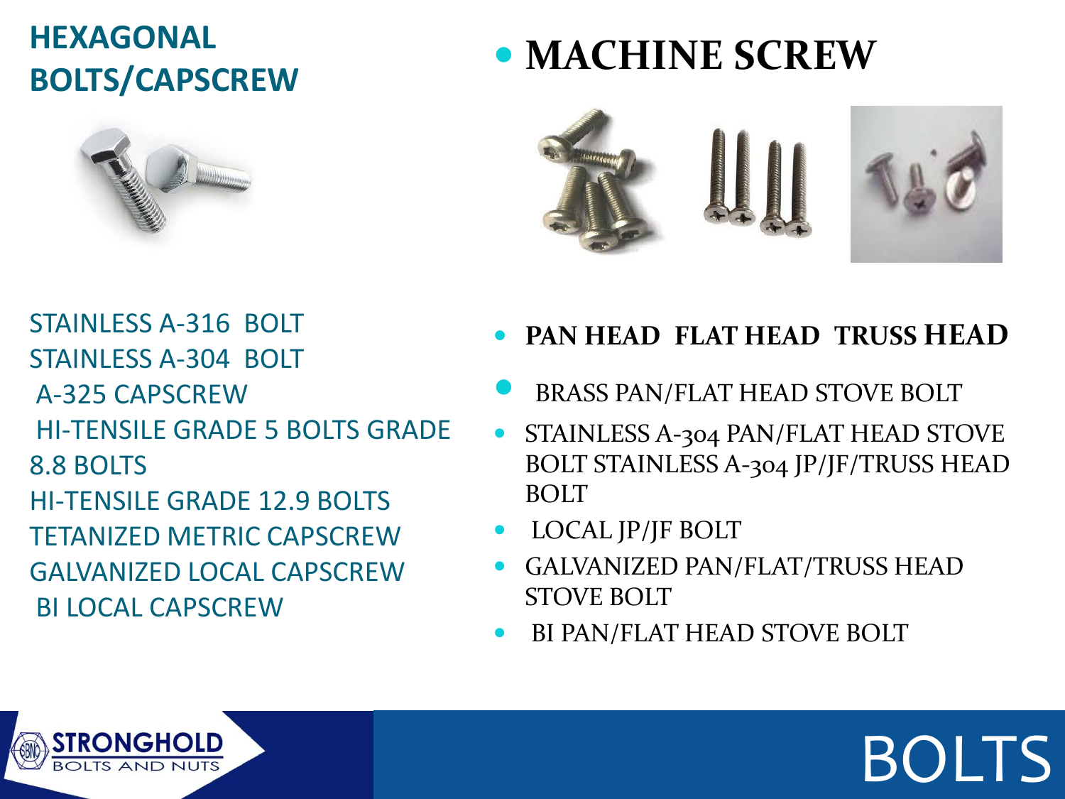## HEXAGONAL BOLTS/CAPSCREW

STAINLESS A-316 BOLT
STAINLESS A-304 BOLT
A-325 CAPSCREW
HI-TENSILE GRADE 5 BOLTS GRADE 8.8 BOLTS
HI-TENSILE GRADE 12.9 BOLTS
TETANIZED METRIC CAPSCREW
GALVANIZED LOCAL CAPSCREW
BI LOCAL CAPSCREW

## MACHINE SCREW

- **PAN HEAD FLAT HEAD TRUSS HEAD**
- BRASS PAN/FLAT HEAD STOVE BOLT
- STAINLESS A-304 PAN/FLAT HEAD STOVE BOLT STAINLESS A-304 JP/JF/TRUSS HEAD BOLT
- LOCAL JP/JF BOLT
- GALVANIZED PAN/FLAT/TRUSS HEAD STOVE BOLT
- BI PAN/FLAT HEAD STOVE BOLT

STRONGHOLD BOLTS AND NUTS

BOLTS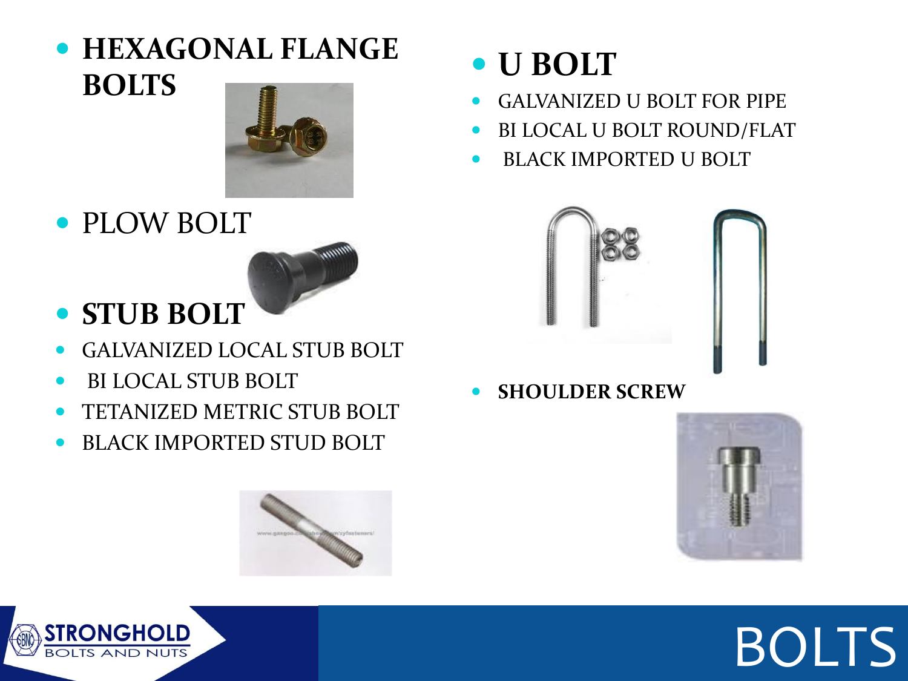# BOLTS

- **HEXAGONAL FLANGE BOLTS**
- PLOW BOLT
- **STUB BOLT**
- GALVANIZED LOCAL STUB BOLT
- BI LOCAL STUB BOLT
- TETANIZED METRIC STUB BOLT
- BLACK IMPORTED STUD BOLT

- **U BOLT**
- GALVANIZED U BOLT FOR PIPE
- BI LOCAL U BOLT ROUND/FLAT
- BLACK IMPORTED U BOLT

- **SHOULDER SCREW**

STRONGHOLD BOLTS AND NUTS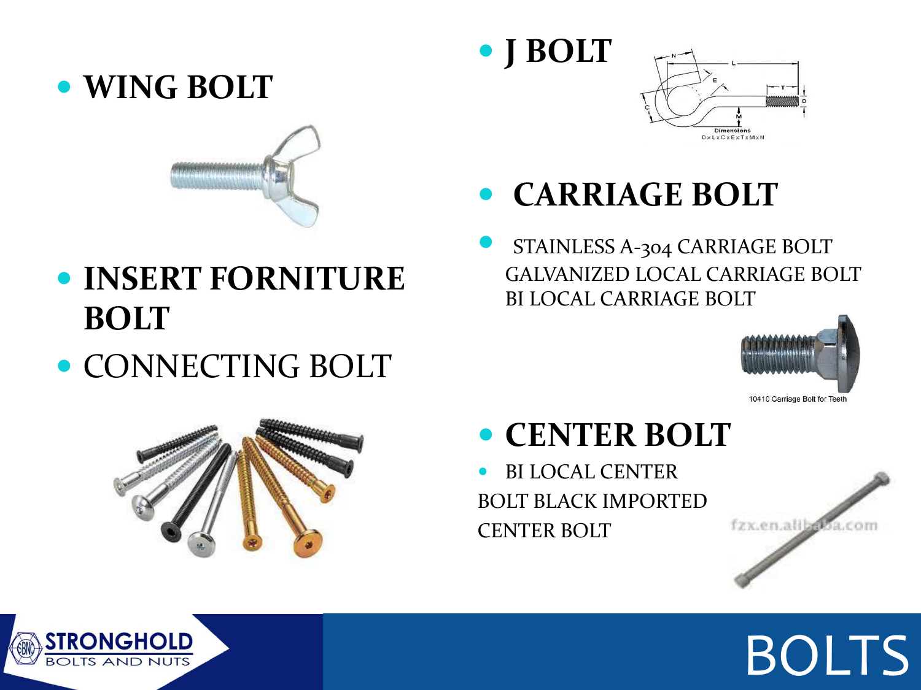- **WING BOLT**
- **INSERT FORNITURE BOLT**
- CONNECTING BOLT

- **J BOLT**

- **CARRIAGE BOLT**
- STAINLESS A-304 CARRIAGE BOLT
  GALVANIZED LOCAL CARRIAGE BOLT
  BI LOCAL CARRIAGE BOLT

10410 Carriage Bolt for Teeth

- **CENTER BOLT**
- BI LOCAL CENTER
BOLT BLACK IMPORTED
CENTER BOLT

STRONGHOLD BOLTS AND NUTS

BOLTS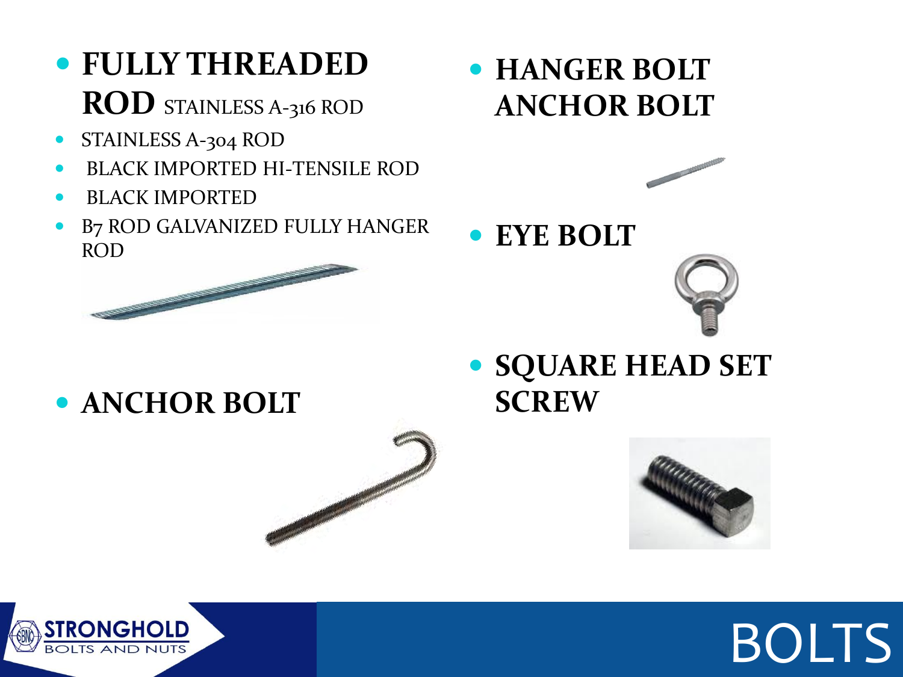# BOLTS

- **FULLY THREADED ROD** STAINLESS A-316 ROD
- STAINLESS A-304 ROD
- BLACK IMPORTED HI-TENSILE ROD
- BLACK IMPORTED
- B7 ROD GALVANIZED FULLY HANGER ROD

- **ANCHOR BOLT**

- **HANGER BOLT ANCHOR BOLT**

- **EYE BOLT**

- **SQUARE HEAD SET SCREW**

STRONGHOLD BOLTS AND NUTS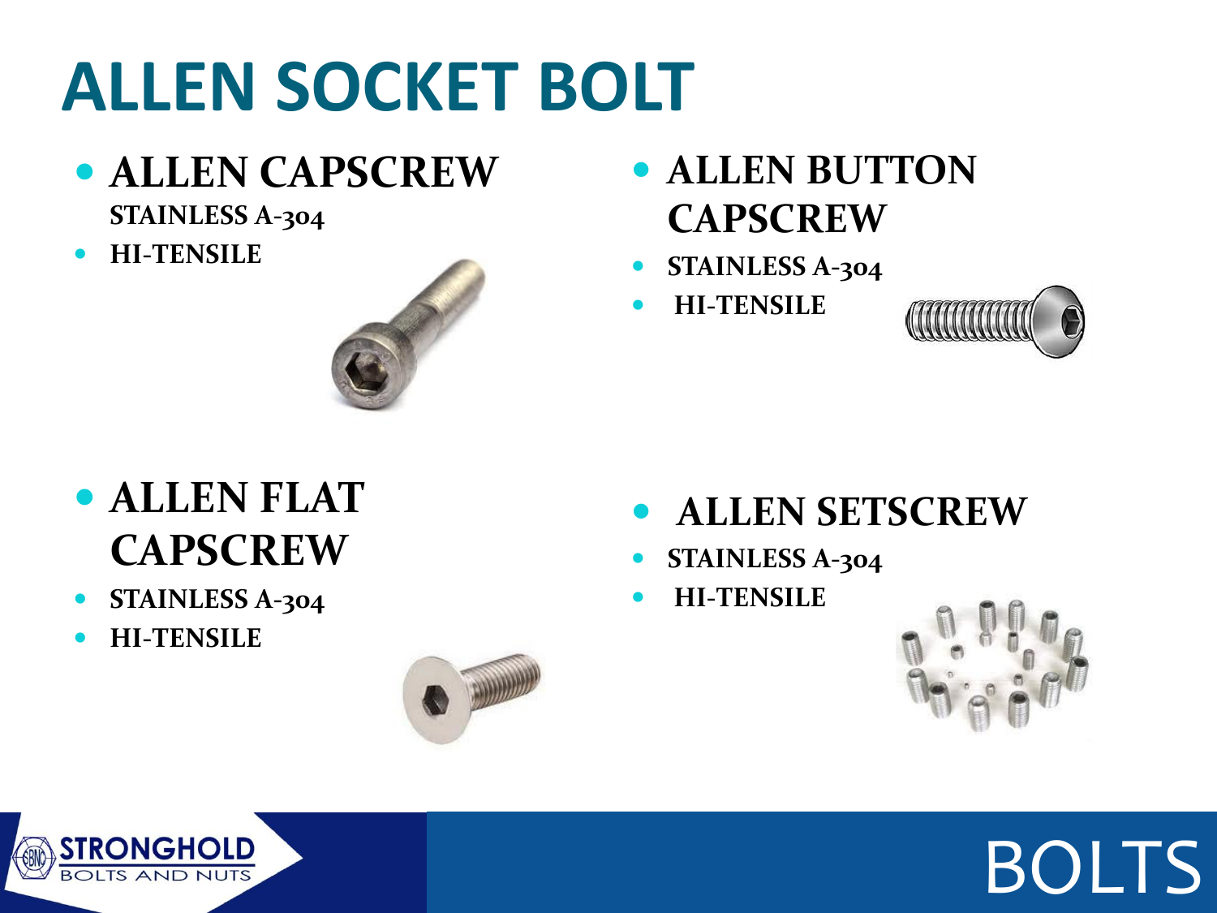# ALLEN SOCKET BOLT

- **ALLEN CAPSCREW**
  **STAINLESS A-304**
- **HI-TENSILE**

- **ALLEN BUTTON CAPSCREW**
- **STAINLESS A-304**
- **HI-TENSILE**

- **ALLEN FLAT CAPSCREW**
- **STAINLESS A-304**
- **HI-TENSILE**

- **ALLEN SETSCREW**
- **STAINLESS A-304**
- **HI-TENSILE**

STRONGHOLD BOLTS AND NUTS

BOLTS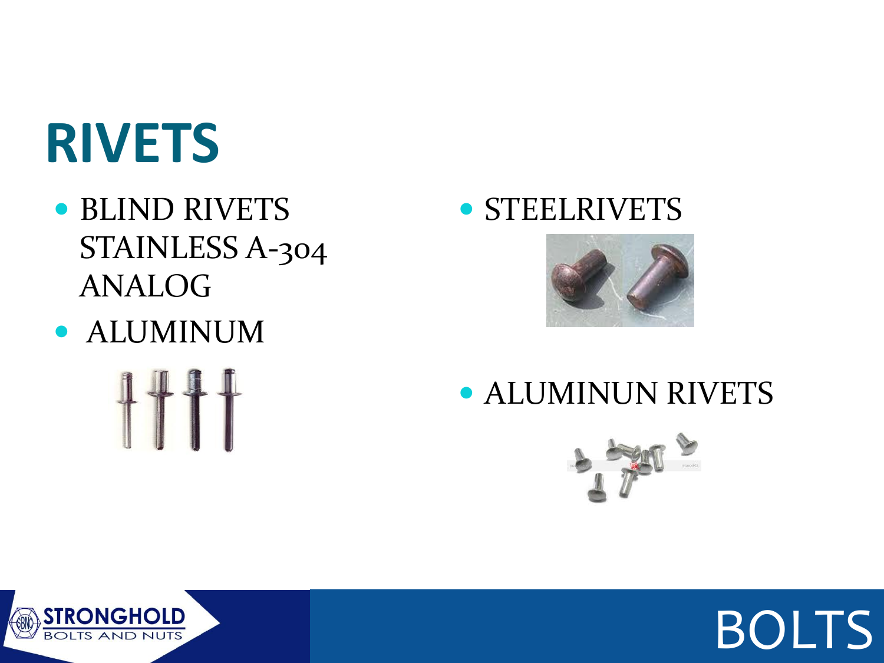# RIVETS

- BLIND RIVETS STAINLESS A-304 ANALOG
- ALUMINUM
- STEELRIVETS
- ALUMINUN RIVETS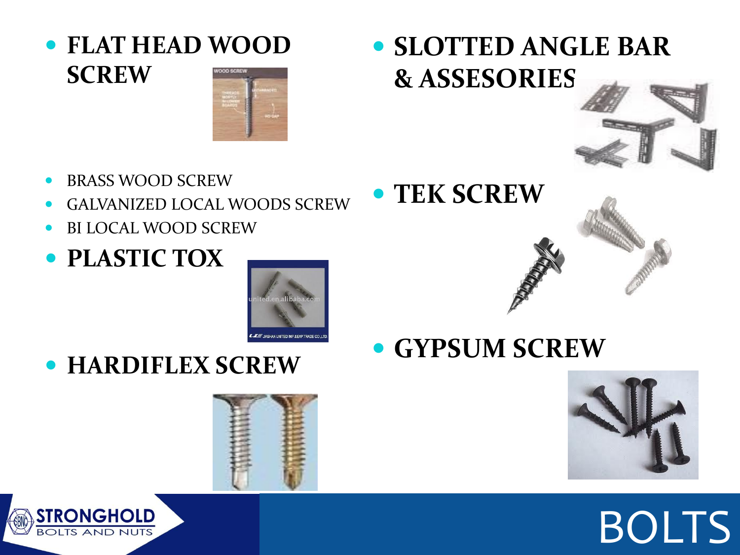- **FLAT HEAD WOOD SCREW**
- BRASS WOOD SCREW
- GALVANIZED LOCAL WOODS SCREW
- BI LOCAL WOOD SCREW
- **PLASTIC TOX**
- **HARDIFLEX SCREW**
- **SLOTTED ANGLE BAR & ASSESORIES**
- **TEK SCREW**
- **GYPSUM SCREW**

BOLTS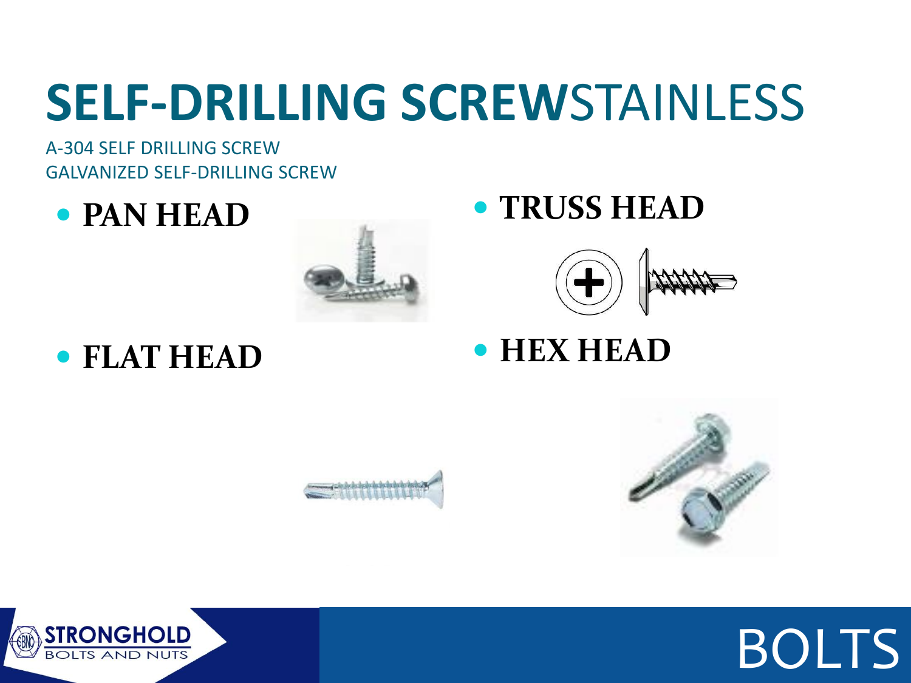# SELF-DRILLING SCREWSTAINLESS

A-304 SELF DRILLING SCREW
GALVANIZED SELF-DRILLING SCREW

- **PAN HEAD**
- **TRUSS HEAD**
- **FLAT HEAD**
- **HEX HEAD**

BOLTS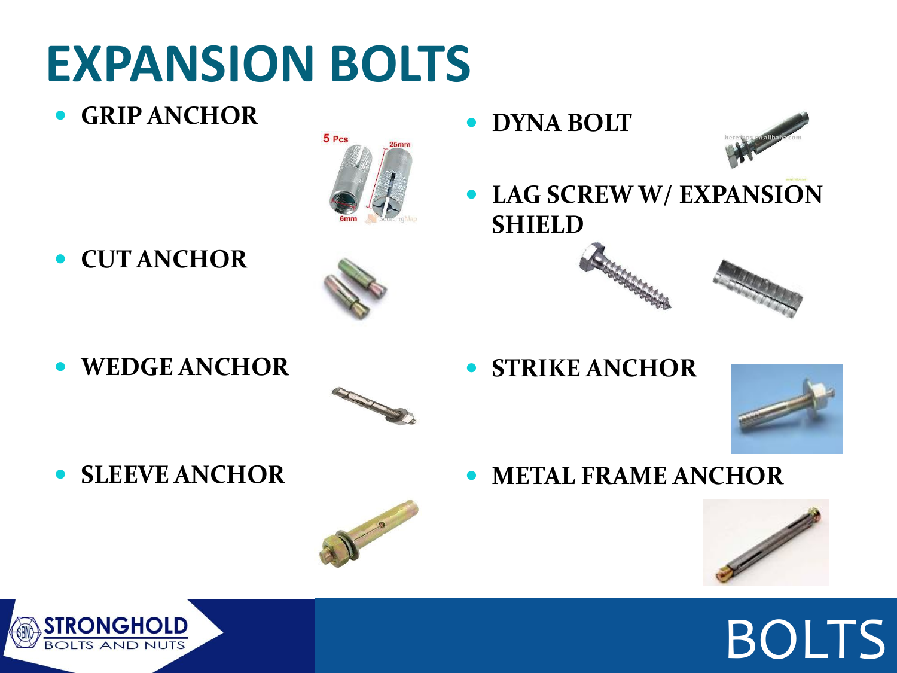# EXPANSION BOLTS

- GRIP ANCHOR
- CUT ANCHOR
- WEDGE ANCHOR
- SLEEVE ANCHOR
- DYNA BOLT
- LAG SCREW W/ EXPANSION SHIELD
- STRIKE ANCHOR
- METAL FRAME ANCHOR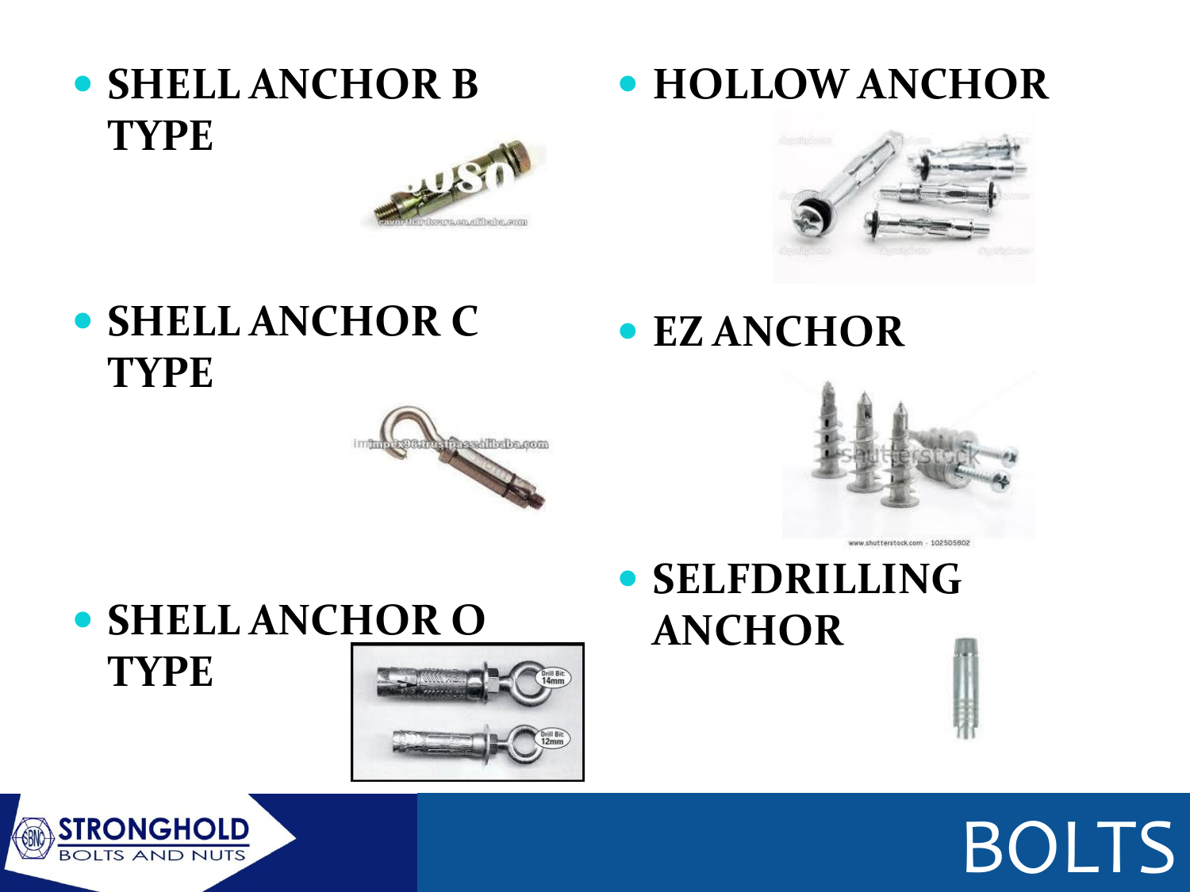- **SHELL ANCHOR B TYPE**
- **SHELL ANCHOR C TYPE**
- **SHELL ANCHOR O TYPE**
- **HOLLOW ANCHOR**
- **EZ ANCHOR**
- **SELFDRILLING ANCHOR**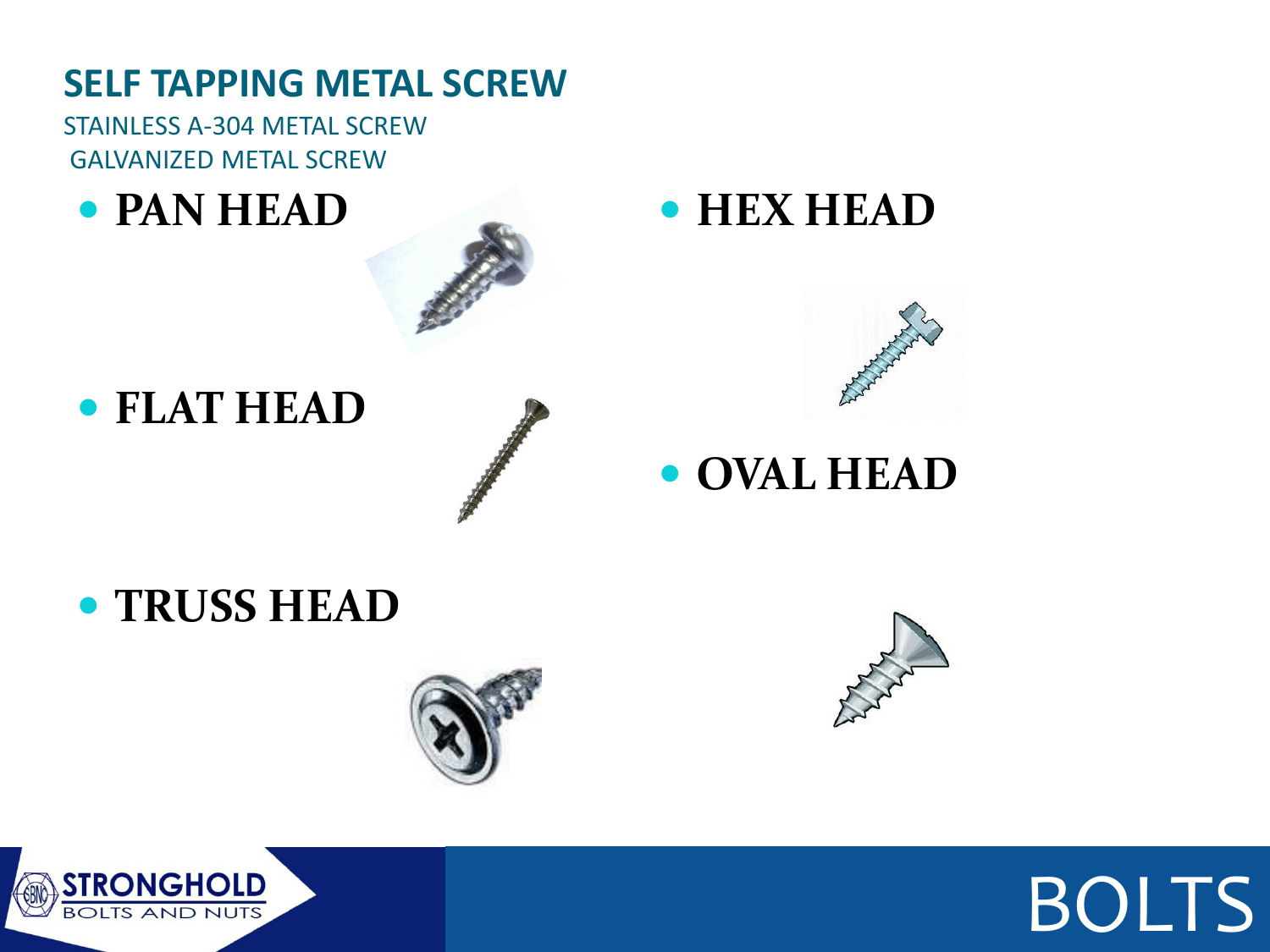## SELF TAPPING METAL SCREW

STAINLESS A-304 METAL SCREW
GALVANIZED METAL SCREW

- **PAN HEAD**
- **FLAT HEAD**
- **TRUSS HEAD**
- **HEX HEAD**
- **OVAL HEAD**